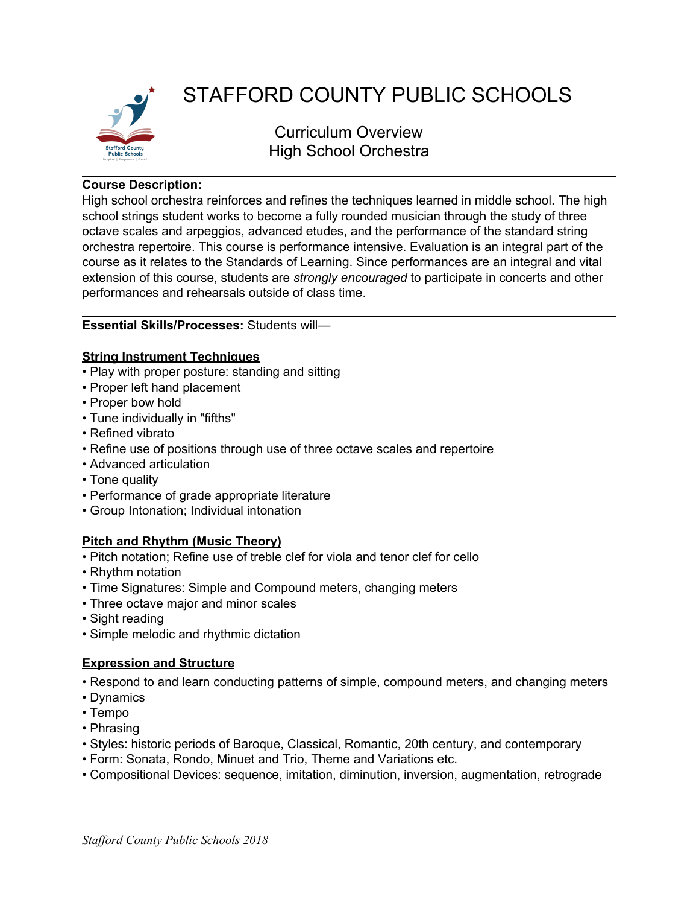# STAFFORD COUNTY PUBLIC SCHOOLS

## Curriculum Overview
## High School Orchestra

**Course Description:**
High school orchestra reinforces and refines the techniques learned in middle school. The high school strings student works to become a fully rounded musician through the study of three octave scales and arpeggios, advanced etudes, and the performance of the standard string orchestra repertoire. This course is performance intensive. Evaluation is an integral part of the course as it relates to the Standards of Learning. Since performances are an integral and vital extension of this course, students are *strongly encouraged* to participate in concerts and other performances and rehearsals outside of class time.

**Essential Skills/Processes:** Students will—

**String Instrument Techniques**

- Play with proper posture: standing and sitting
- Proper left hand placement
- Proper bow hold
- Tune individually in "fifths"
- Refined vibrato
- Refine use of positions through use of three octave scales and repertoire
- Advanced articulation
- Tone quality
- Performance of grade appropriate literature
- Group Intonation; Individual intonation

**Pitch and Rhythm (Music Theory)**

- Pitch notation; Refine use of treble clef for viola and tenor clef for cello
- Rhythm notation
- Time Signatures: Simple and Compound meters, changing meters
- Three octave major and minor scales
- Sight reading
- Simple melodic and rhythmic dictation

**Expression and Structure**

- Respond to and learn conducting patterns of simple, compound meters, and changing meters
- Dynamics
- Tempo
- Phrasing
- Styles: historic periods of Baroque, Classical, Romantic, 20th century, and contemporary
- Form: Sonata, Rondo, Minuet and Trio, Theme and Variations etc.
- Compositional Devices: sequence, imitation, diminution, inversion, augmentation, retrograde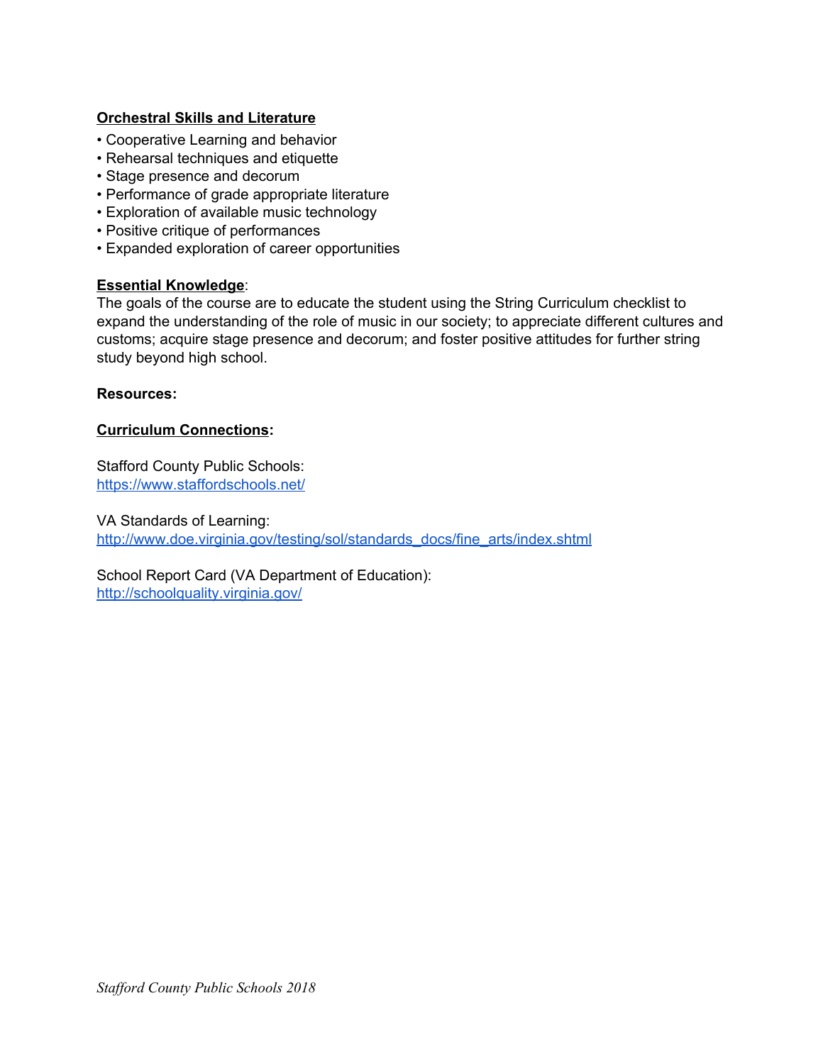**<u>Orchestral Skills and Literature</u>**

- Cooperative Learning and behavior
- Rehearsal techniques and etiquette
- Stage presence and decorum
- Performance of grade appropriate literature
- Exploration of available music technology
- Positive critique of performances
- Expanded exploration of career opportunities

**<u>Essential Knowledge</u>**:
The goals of the course are to educate the student using the String Curriculum checklist to expand the understanding of the role of music in our society; to appreciate different cultures and customs; acquire stage presence and decorum; and foster positive attitudes for further string study beyond high school.

**Resources:**

**<u>Curriculum Connections</u>:**

Stafford County Public Schools:
https://www.staffordschools.net/

VA Standards of Learning:
http://www.doe.virginia.gov/testing/sol/standards_docs/fine_arts/index.shtml

School Report Card (VA Department of Education):
http://schoolquality.virginia.gov/

*Stafford County Public Schools 2018*